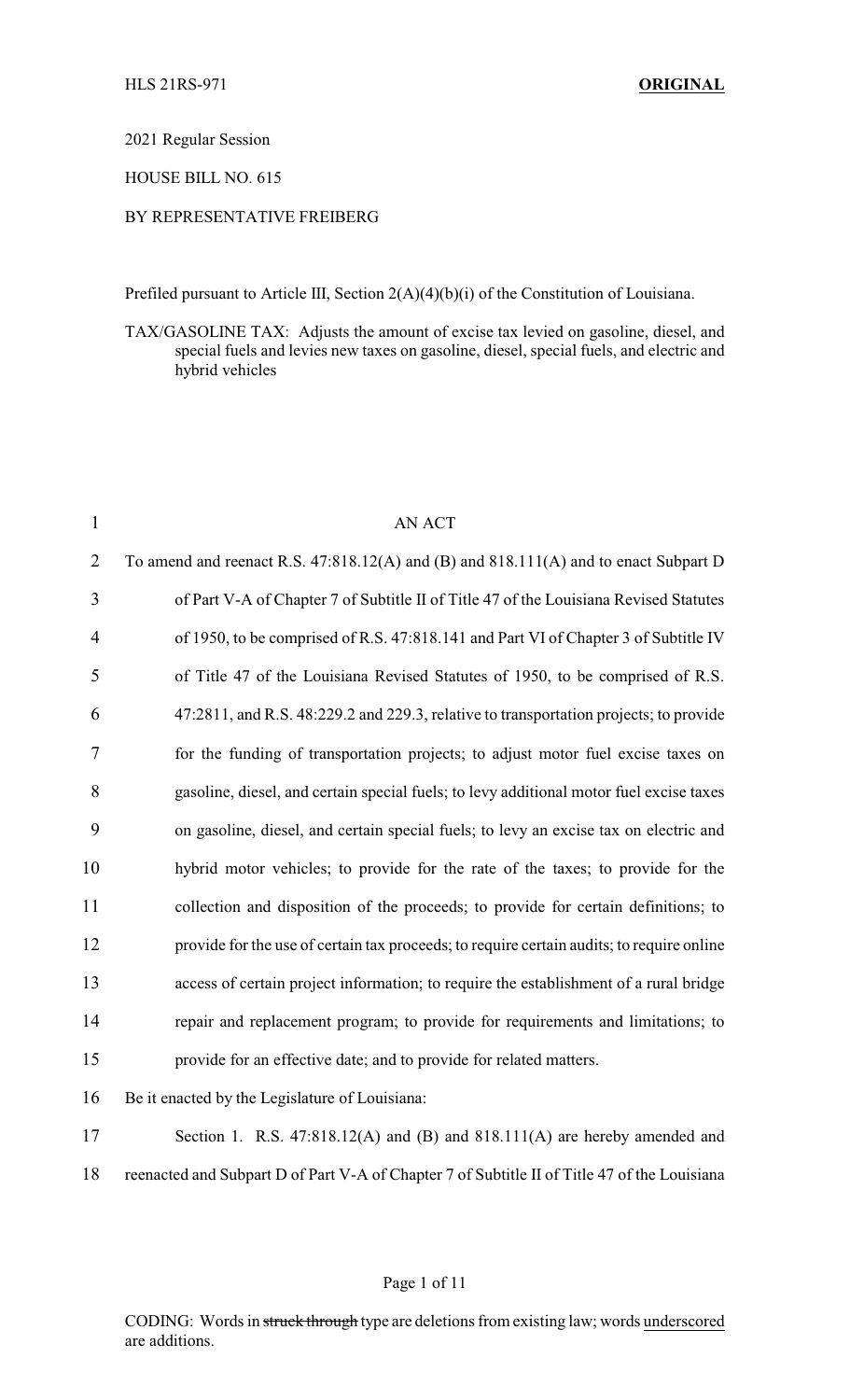HLS 21RS-971 **ORIGINAL**

2021 Regular Session

HOUSE BILL NO. 615

BY REPRESENTATIVE FREIBERG

Prefiled pursuant to Article III, Section 2(A)(4)(b)(i) of the Constitution of Louisiana.

TAX/GASOLINE TAX: Adjusts the amount of excise tax levied on gasoline, diesel, and special fuels and levies new taxes on gasoline, diesel, special fuels, and electric and hybrid vehicles

AN ACT

To amend and reenact R.S. 47:818.12(A) and (B) and 818.111(A) and to enact Subpart D of Part V-A of Chapter 7 of Subtitle II of Title 47 of the Louisiana Revised Statutes of 1950, to be comprised of R.S. 47:818.141 and Part VI of Chapter 3 of Subtitle IV of Title 47 of the Louisiana Revised Statutes of 1950, to be comprised of R.S. 47:2811, and R.S. 48:229.2 and 229.3, relative to transportation projects; to provide for the funding of transportation projects; to adjust motor fuel excise taxes on gasoline, diesel, and certain special fuels; to levy additional motor fuel excise taxes on gasoline, diesel, and certain special fuels; to levy an excise tax on electric and hybrid motor vehicles; to provide for the rate of the taxes; to provide for the collection and disposition of the proceeds; to provide for certain definitions; to provide for the use of certain tax proceeds; to require certain audits; to require online access of certain project information; to require the establishment of a rural bridge repair and replacement program; to provide for requirements and limitations; to provide for an effective date; and to provide for related matters.

Be it enacted by the Legislature of Louisiana:

Section 1. R.S. 47:818.12(A) and (B) and 818.111(A) are hereby amended and reenacted and Subpart D of Part V-A of Chapter 7 of Subtitle II of Title 47 of the Louisiana

CODING: Words in ~~struck through~~ type are deletions from existing law; words underscored are additions.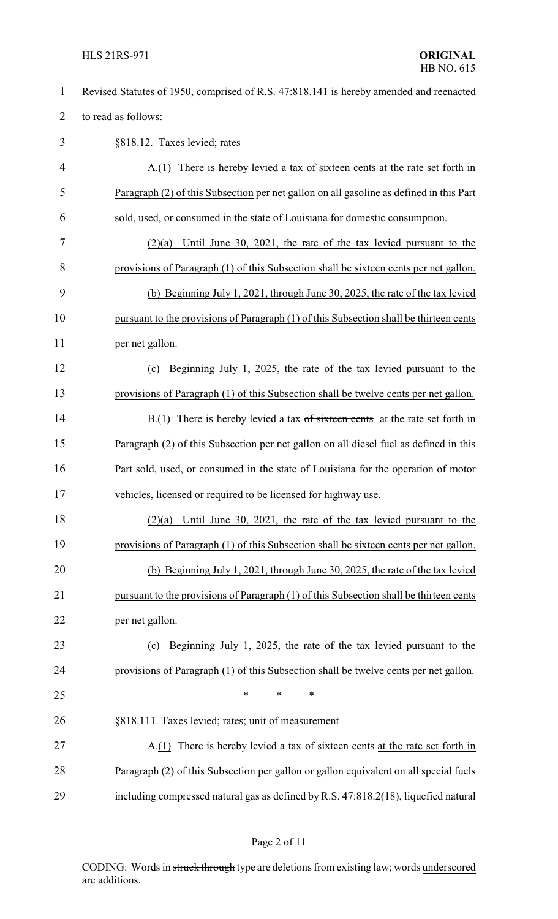Revised Statutes of 1950, comprised of R.S. 47:818.141 is hereby amended and reenacted to read as follows:

§818.12. Taxes levied; rates

A.(1) There is hereby levied a tax ~~of sixteen cents~~ at the rate set forth in Paragraph (2) of this Subsection per net gallon on all gasoline as defined in this Part sold, used, or consumed in the state of Louisiana for domestic consumption.

(2)(a) Until June 30, 2021, the rate of the tax levied pursuant to the provisions of Paragraph (1) of this Subsection shall be sixteen cents per net gallon.

(b) Beginning July 1, 2021, through June 30, 2025, the rate of the tax levied pursuant to the provisions of Paragraph (1) of this Subsection shall be thirteen cents per net gallon.

(c) Beginning July 1, 2025, the rate of the tax levied pursuant to the provisions of Paragraph (1) of this Subsection shall be twelve cents per net gallon.

B.(1) There is hereby levied a tax ~~of sixteen cents~~ at the rate set forth in Paragraph (2) of this Subsection per net gallon on all diesel fuel as defined in this Part sold, used, or consumed in the state of Louisiana for the operation of motor vehicles, licensed or required to be licensed for highway use.

(2)(a) Until June 30, 2021, the rate of the tax levied pursuant to the provisions of Paragraph (1) of this Subsection shall be sixteen cents per net gallon.

(b) Beginning July 1, 2021, through June 30, 2025, the rate of the tax levied pursuant to the provisions of Paragraph (1) of this Subsection shall be thirteen cents per net gallon.

(c) Beginning July 1, 2025, the rate of the tax levied pursuant to the provisions of Paragraph (1) of this Subsection shall be twelve cents per net gallon.

\* \* \*

§818.111. Taxes levied; rates; unit of measurement

A.(1) There is hereby levied a tax ~~of sixteen cents~~ at the rate set forth in Paragraph (2) of this Subsection per gallon or gallon equivalent on all special fuels including compressed natural gas as defined by R.S. 47:818.2(18), liquefied natural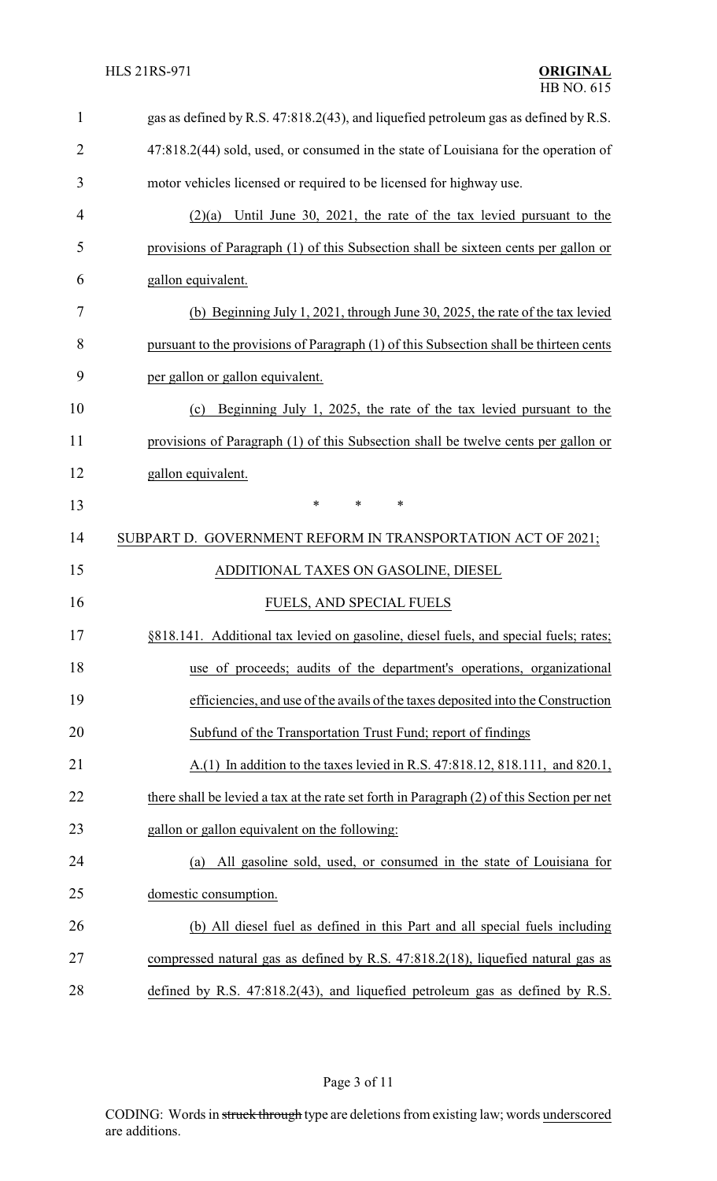gas as defined by R.S. 47:818.2(43), and liquefied petroleum gas as defined by R.S. 47:818.2(44) sold, used, or consumed in the state of Louisiana for the operation of motor vehicles licensed or required to be licensed for highway use.

(2)(a) Until June 30, 2021, the rate of the tax levied pursuant to the provisions of Paragraph (1) of this Subsection shall be sixteen cents per gallon or gallon equivalent.

(b) Beginning July 1, 2021, through June 30, 2025, the rate of the tax levied pursuant to the provisions of Paragraph (1) of this Subsection shall be thirteen cents per gallon or gallon equivalent.

(c) Beginning July 1, 2025, the rate of the tax levied pursuant to the provisions of Paragraph (1) of this Subsection shall be twelve cents per gallon or gallon equivalent.

\* \* \*

SUBPART D. GOVERNMENT REFORM IN TRANSPORTATION ACT OF 2021; ADDITIONAL TAXES ON GASOLINE, DIESEL FUELS, AND SPECIAL FUELS

§818.141. Additional tax levied on gasoline, diesel fuels, and special fuels; rates; use of proceeds; audits of the department's operations, organizational efficiencies, and use of the avails of the taxes deposited into the Construction Subfund of the Transportation Trust Fund; report of findings

A.(1) In addition to the taxes levied in R.S. 47:818.12, 818.111, and 820.1, there shall be levied a tax at the rate set forth in Paragraph (2) of this Section per net gallon or gallon equivalent on the following:

(a) All gasoline sold, used, or consumed in the state of Louisiana for domestic consumption.

(b) All diesel fuel as defined in this Part and all special fuels including compressed natural gas as defined by R.S. 47:818.2(18), liquefied natural gas as defined by R.S. 47:818.2(43), and liquefied petroleum gas as defined by R.S.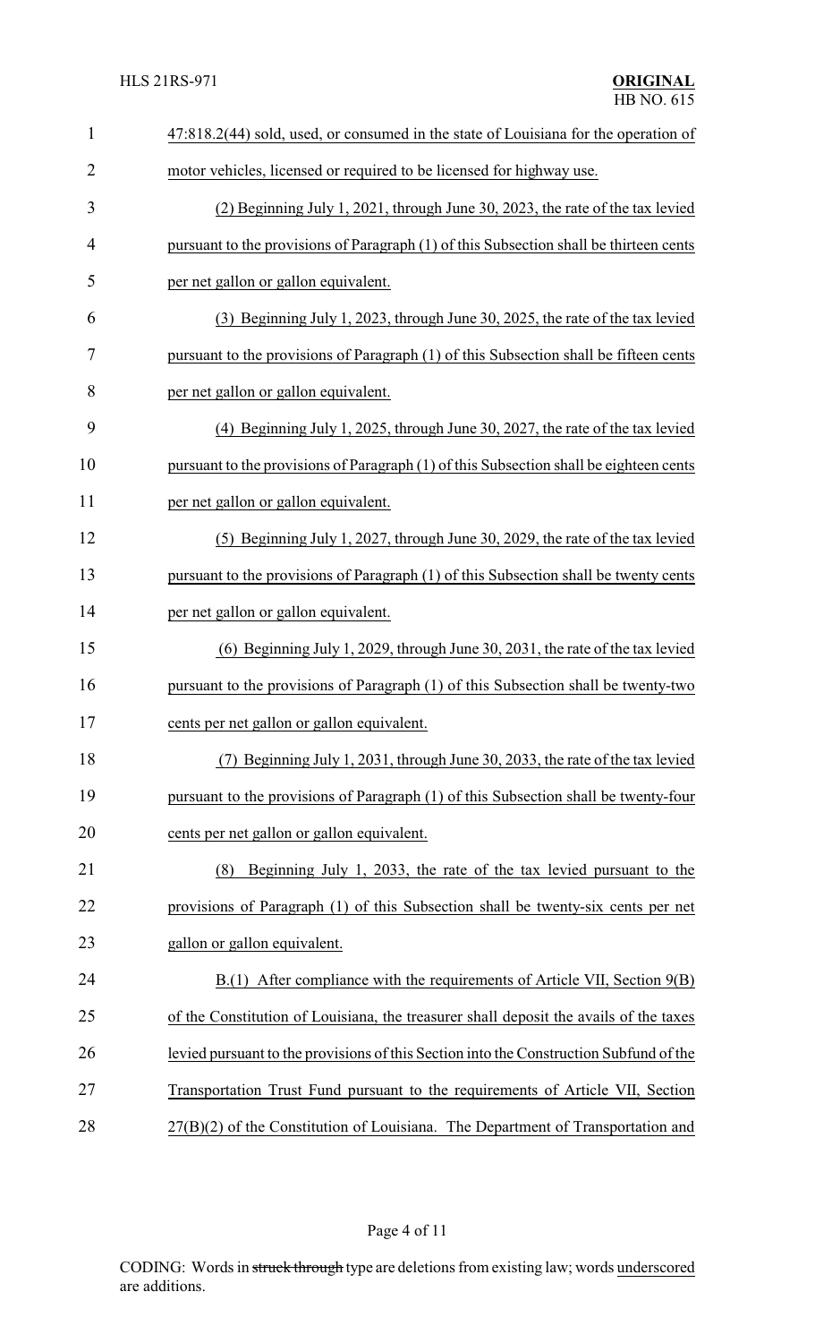47:818.2(44) sold, used, or consumed in the state of Louisiana for the operation of motor vehicles, licensed or required to be licensed for highway use.

(2) Beginning July 1, 2021, through June 30, 2023, the rate of the tax levied pursuant to the provisions of Paragraph (1) of this Subsection shall be thirteen cents per net gallon or gallon equivalent.

(3) Beginning July 1, 2023, through June 30, 2025, the rate of the tax levied pursuant to the provisions of Paragraph (1) of this Subsection shall be fifteen cents per net gallon or gallon equivalent.

(4) Beginning July 1, 2025, through June 30, 2027, the rate of the tax levied pursuant to the provisions of Paragraph (1) of this Subsection shall be eighteen cents per net gallon or gallon equivalent.

(5) Beginning July 1, 2027, through June 30, 2029, the rate of the tax levied pursuant to the provisions of Paragraph (1) of this Subsection shall be twenty cents per net gallon or gallon equivalent.

(6) Beginning July 1, 2029, through June 30, 2031, the rate of the tax levied pursuant to the provisions of Paragraph (1) of this Subsection shall be twenty-two cents per net gallon or gallon equivalent.

(7) Beginning July 1, 2031, through June 30, 2033, the rate of the tax levied pursuant to the provisions of Paragraph (1) of this Subsection shall be twenty-four cents per net gallon or gallon equivalent.

(8) Beginning July 1, 2033, the rate of the tax levied pursuant to the provisions of Paragraph (1) of this Subsection shall be twenty-six cents per net gallon or gallon equivalent.

B.(1) After compliance with the requirements of Article VII, Section 9(B) of the Constitution of Louisiana, the treasurer shall deposit the avails of the taxes levied pursuant to the provisions of this Section into the Construction Subfund of the Transportation Trust Fund pursuant to the requirements of Article VII, Section 27(B)(2) of the Constitution of Louisiana. The Department of Transportation and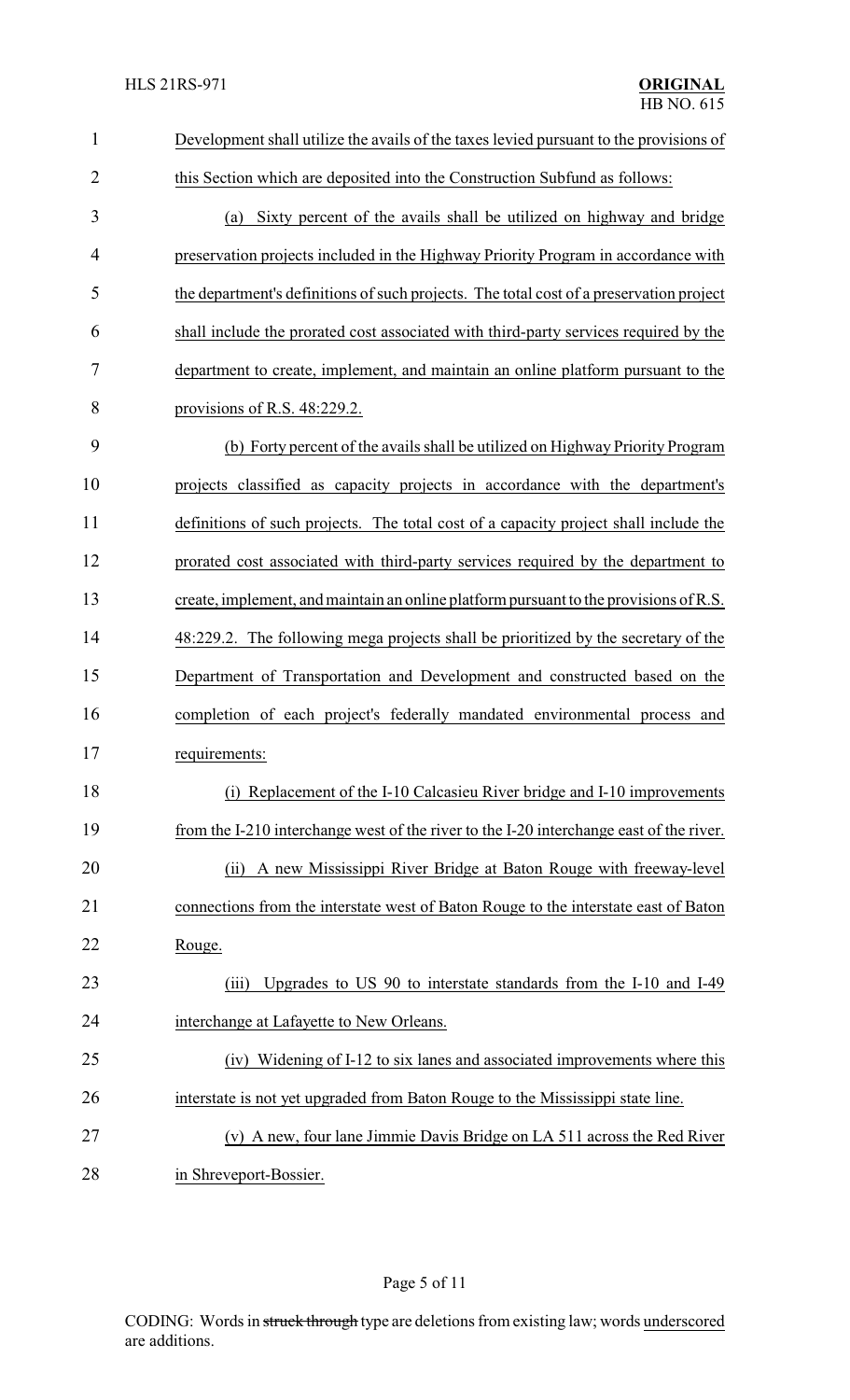Development shall utilize the avails of the taxes levied pursuant to the provisions of this Section which are deposited into the Construction Subfund as follows:

(a) Sixty percent of the avails shall be utilized on highway and bridge preservation projects included in the Highway Priority Program in accordance with the department's definitions of such projects. The total cost of a preservation project shall include the prorated cost associated with third-party services required by the department to create, implement, and maintain an online platform pursuant to the provisions of R.S. 48:229.2.

(b) Forty percent of the avails shall be utilized on Highway Priority Program projects classified as capacity projects in accordance with the department's definitions of such projects. The total cost of a capacity project shall include the prorated cost associated with third-party services required by the department to create, implement, and maintain an online platform pursuant to the provisions of R.S. 48:229.2. The following mega projects shall be prioritized by the secretary of the Department of Transportation and Development and constructed based on the completion of each project's federally mandated environmental process and requirements:

(i) Replacement of the I-10 Calcasieu River bridge and I-10 improvements from the I-210 interchange west of the river to the I-20 interchange east of the river.

(ii) A new Mississippi River Bridge at Baton Rouge with freeway-level connections from the interstate west of Baton Rouge to the interstate east of Baton Rouge.

(iii) Upgrades to US 90 to interstate standards from the I-10 and I-49 interchange at Lafayette to New Orleans.

(iv) Widening of I-12 to six lanes and associated improvements where this interstate is not yet upgraded from Baton Rouge to the Mississippi state line.

(v) A new, four lane Jimmie Davis Bridge on LA 511 across the Red River in Shreveport-Bossier.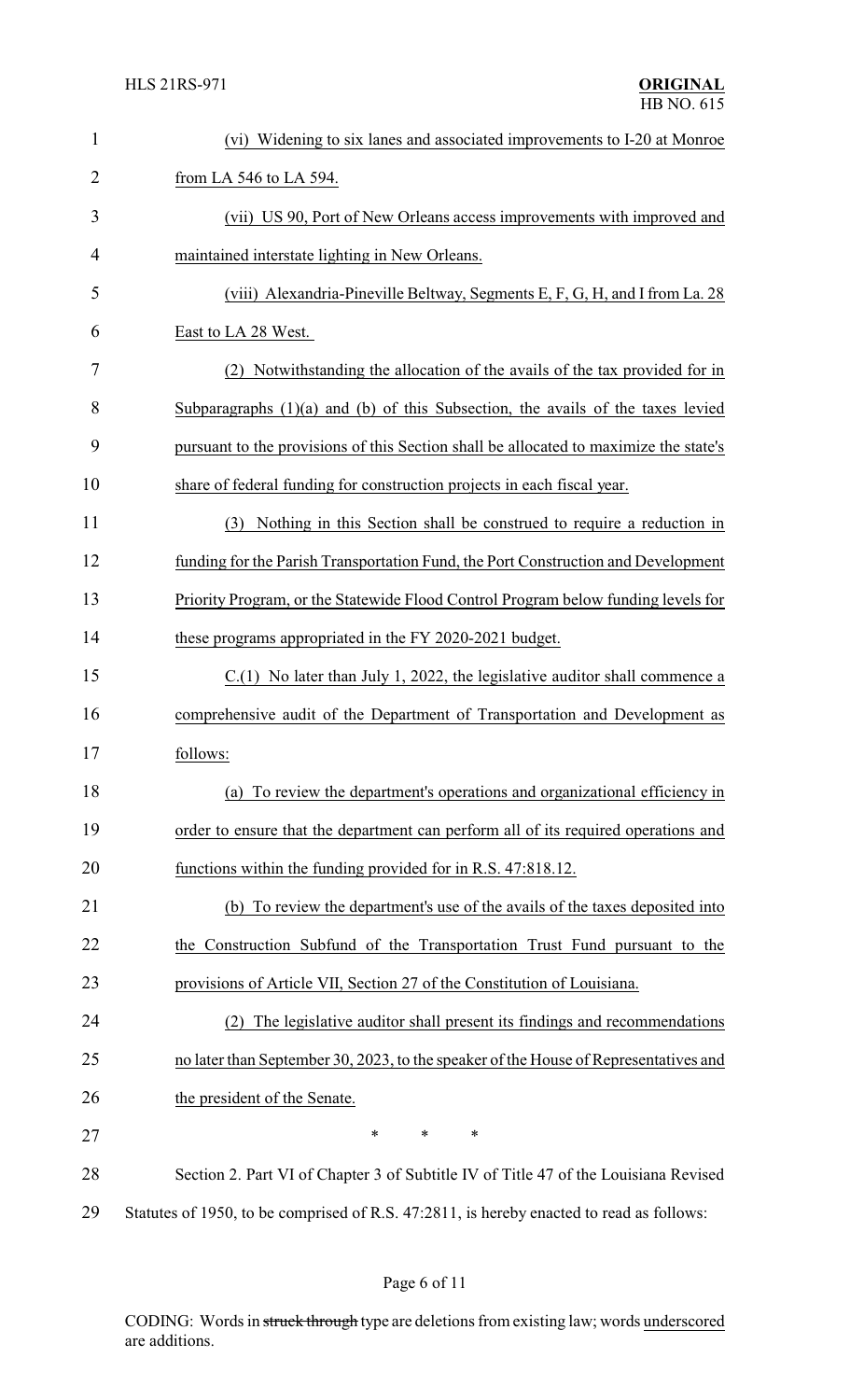(vi) Widening to six lanes and associated improvements to I-20 at Monroe from LA 546 to LA 594.

(vii) US 90, Port of New Orleans access improvements with improved and maintained interstate lighting in New Orleans.

(viii) Alexandria-Pineville Beltway, Segments E, F, G, H, and I from La. 28 East to LA 28 West.

(2) Notwithstanding the allocation of the avails of the tax provided for in Subparagraphs (1)(a) and (b) of this Subsection, the avails of the taxes levied pursuant to the provisions of this Section shall be allocated to maximize the state's share of federal funding for construction projects in each fiscal year.

(3) Nothing in this Section shall be construed to require a reduction in funding for the Parish Transportation Fund, the Port Construction and Development Priority Program, or the Statewide Flood Control Program below funding levels for these programs appropriated in the FY 2020-2021 budget.

C.(1) No later than July 1, 2022, the legislative auditor shall commence a comprehensive audit of the Department of Transportation and Development as follows:

(a) To review the department's operations and organizational efficiency in order to ensure that the department can perform all of its required operations and functions within the funding provided for in R.S. 47:818.12.

(b) To review the department's use of the avails of the taxes deposited into the Construction Subfund of the Transportation Trust Fund pursuant to the provisions of Article VII, Section 27 of the Constitution of Louisiana.

(2) The legislative auditor shall present its findings and recommendations no later than September 30, 2023, to the speaker of the House of Representatives and the president of the Senate.

\* \* \*

Section 2. Part VI of Chapter 3 of Subtitle IV of Title 47 of the Louisiana Revised Statutes of 1950, to be comprised of R.S. 47:2811, is hereby enacted to read as follows:

CODING: Words in ~~struck through~~ type are deletions from existing law; words underscored are additions.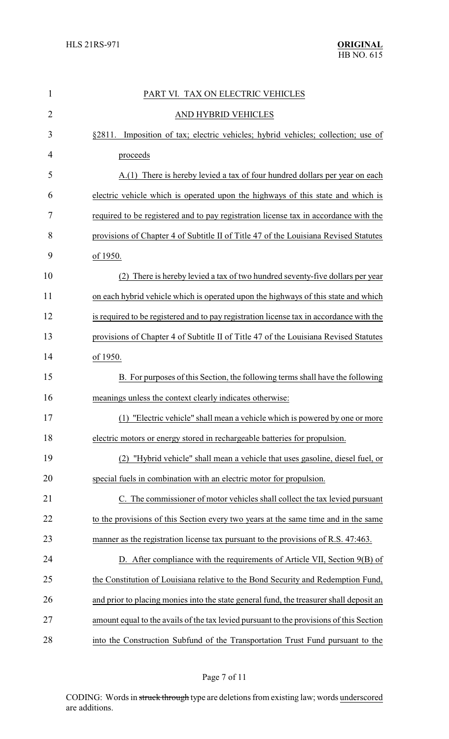PART VI. TAX ON ELECTRIC VEHICLES

AND HYBRID VEHICLES

§2811. Imposition of tax; electric vehicles; hybrid vehicles; collection; use of proceeds

A.(1) There is hereby levied a tax of four hundred dollars per year on each electric vehicle which is operated upon the highways of this state and which is required to be registered and to pay registration license tax in accordance with the provisions of Chapter 4 of Subtitle II of Title 47 of the Louisiana Revised Statutes of 1950.

(2) There is hereby levied a tax of two hundred seventy-five dollars per year on each hybrid vehicle which is operated upon the highways of this state and which is required to be registered and to pay registration license tax in accordance with the provisions of Chapter 4 of Subtitle II of Title 47 of the Louisiana Revised Statutes of 1950.

B. For purposes of this Section, the following terms shall have the following meanings unless the context clearly indicates otherwise:

(1) "Electric vehicle" shall mean a vehicle which is powered by one or more electric motors or energy stored in rechargeable batteries for propulsion.

(2) "Hybrid vehicle" shall mean a vehicle that uses gasoline, diesel fuel, or special fuels in combination with an electric motor for propulsion.

C. The commissioner of motor vehicles shall collect the tax levied pursuant to the provisions of this Section every two years at the same time and in the same manner as the registration license tax pursuant to the provisions of R.S. 47:463.

D. After compliance with the requirements of Article VII, Section 9(B) of the Constitution of Louisiana relative to the Bond Security and Redemption Fund, and prior to placing monies into the state general fund, the treasurer shall deposit an amount equal to the avails of the tax levied pursuant to the provisions of this Section into the Construction Subfund of the Transportation Trust Fund pursuant to the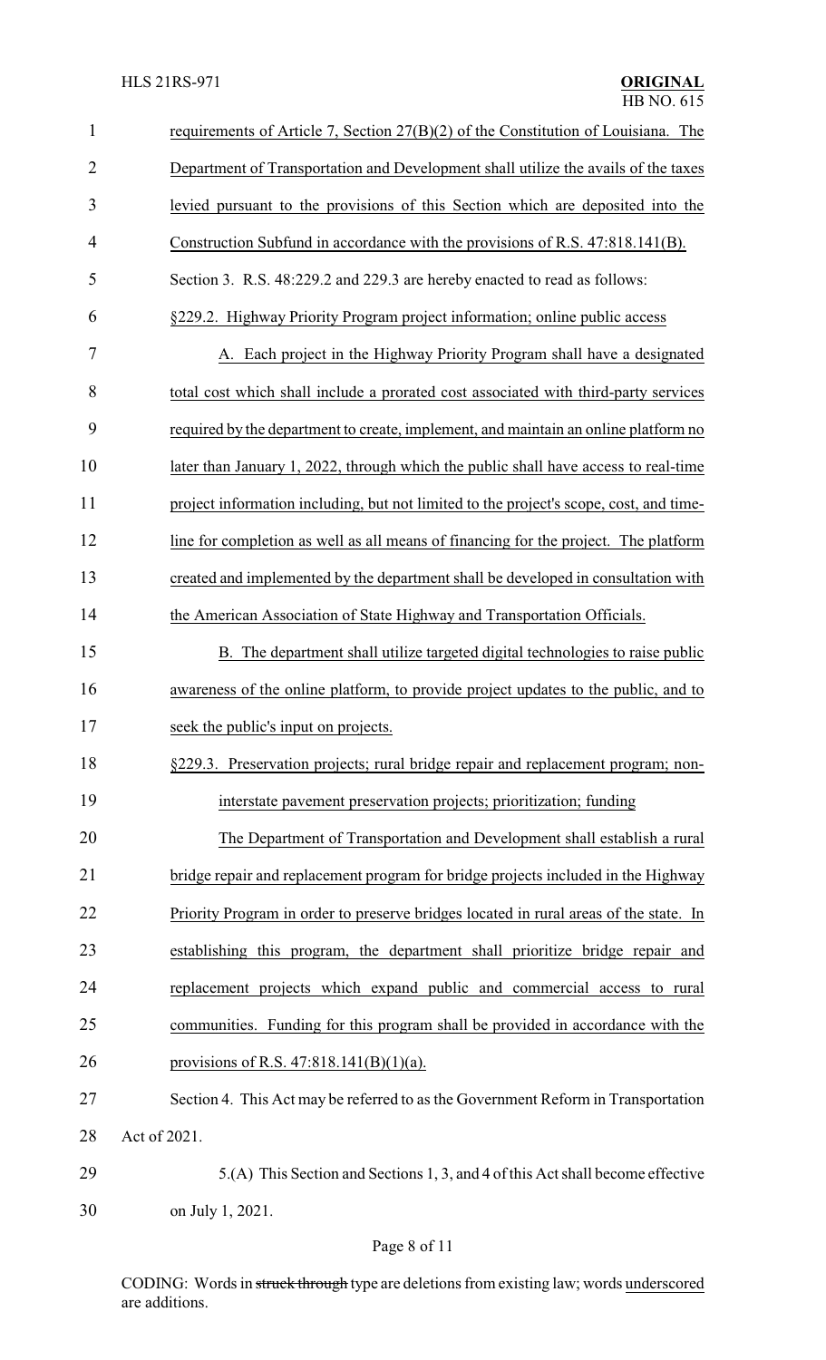requirements of Article 7, Section 27(B)(2) of the Constitution of Louisiana. The Department of Transportation and Development shall utilize the avails of the taxes levied pursuant to the provisions of this Section which are deposited into the Construction Subfund in accordance with the provisions of R.S. 47:818.141(B).

Section 3. R.S. 48:229.2 and 229.3 are hereby enacted to read as follows:

§229.2. Highway Priority Program project information; online public access

A. Each project in the Highway Priority Program shall have a designated total cost which shall include a prorated cost associated with third-party services required by the department to create, implement, and maintain an online platform no later than January 1, 2022, through which the public shall have access to real-time project information including, but not limited to the project's scope, cost, and time-line for completion as well as all means of financing for the project. The platform created and implemented by the department shall be developed in consultation with the American Association of State Highway and Transportation Officials.

B. The department shall utilize targeted digital technologies to raise public awareness of the online platform, to provide project updates to the public, and to seek the public's input on projects.

§229.3. Preservation projects; rural bridge repair and replacement program; non-interstate pavement preservation projects; prioritization; funding

The Department of Transportation and Development shall establish a rural bridge repair and replacement program for bridge projects included in the Highway Priority Program in order to preserve bridges located in rural areas of the state. In establishing this program, the department shall prioritize bridge repair and replacement projects which expand public and commercial access to rural communities. Funding for this program shall be provided in accordance with the provisions of R.S. 47:818.141(B)(1)(a).

Section 4. This Act may be referred to as the Government Reform in Transportation Act of 2021.

5.(A) This Section and Sections 1, 3, and 4 of this Act shall become effective on July 1, 2021.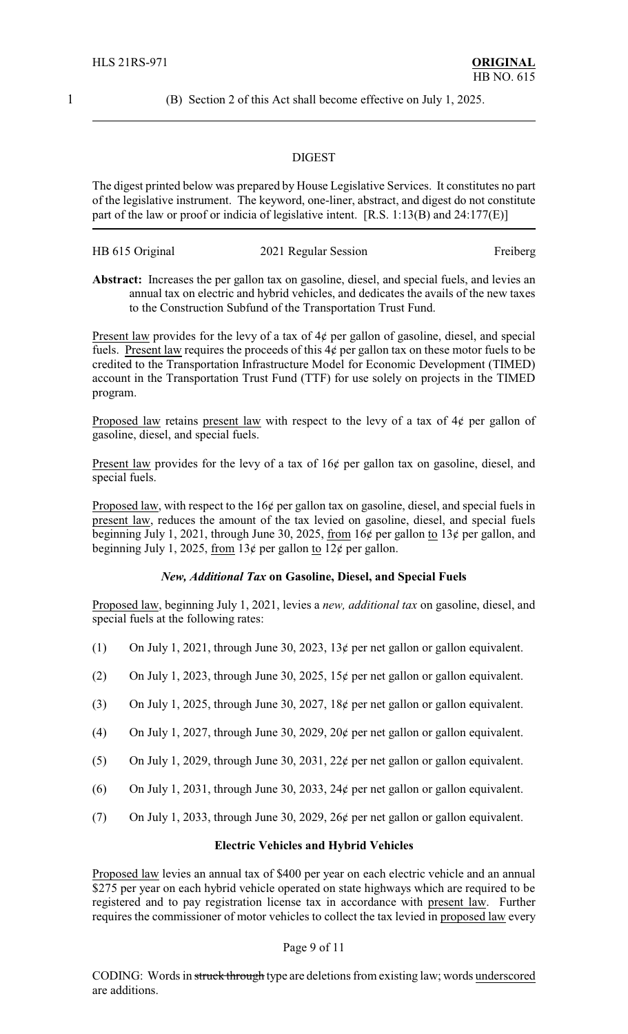(B) Section 2 of this Act shall become effective on July 1, 2025.

## DIGEST

The digest printed below was prepared by House Legislative Services. It constitutes no part of the legislative instrument. The keyword, one-liner, abstract, and digest do not constitute part of the law or proof or indicia of legislative intent. [R.S. 1:13(B) and 24:177(E)]

HB 615 Original | 2021 Regular Session | Freiberg

**Abstract:** Increases the per gallon tax on gasoline, diesel, and special fuels, and levies an annual tax on electric and hybrid vehicles, and dedicates the avails of the new taxes to the Construction Subfund of the Transportation Trust Fund.

Present law provides for the levy of a tax of 4¢ per gallon of gasoline, diesel, and special fuels. Present law requires the proceeds of this 4¢ per gallon tax on these motor fuels to be credited to the Transportation Infrastructure Model for Economic Development (TIMED) account in the Transportation Trust Fund (TTF) for use solely on projects in the TIMED program.

Proposed law retains present law with respect to the levy of a tax of 4¢ per gallon of gasoline, diesel, and special fuels.

Present law provides for the levy of a tax of 16¢ per gallon tax on gasoline, diesel, and special fuels.

Proposed law, with respect to the 16¢ per gallon tax on gasoline, diesel, and special fuels in present law, reduces the amount of the tax levied on gasoline, diesel, and special fuels beginning July 1, 2021, through June 30, 2025, from 16¢ per gallon to 13¢ per gallon, and beginning July 1, 2025, from 13¢ per gallon to 12¢ per gallon.

### *New, Additional Tax* on Gasoline, Diesel, and Special Fuels

Proposed law, beginning July 1, 2021, levies a *new, additional tax* on gasoline, diesel, and special fuels at the following rates:

(1) On July 1, 2021, through June 30, 2023, 13¢ per net gallon or gallon equivalent.

(2) On July 1, 2023, through June 30, 2025, 15¢ per net gallon or gallon equivalent.

(3) On July 1, 2025, through June 30, 2027, 18¢ per net gallon or gallon equivalent.

(4) On July 1, 2027, through June 30, 2029, 20¢ per net gallon or gallon equivalent.

(5) On July 1, 2029, through June 30, 2031, 22¢ per net gallon or gallon equivalent.

(6) On July 1, 2031, through June 30, 2033, 24¢ per net gallon or gallon equivalent.

(7) On July 1, 2033, through June 30, 2029, 26¢ per net gallon or gallon equivalent.

### Electric Vehicles and Hybrid Vehicles

Proposed law levies an annual tax of $400 per year on each electric vehicle and an annual $275 per year on each hybrid vehicle operated on state highways which are required to be registered and to pay registration license tax in accordance with present law. Further requires the commissioner of motor vehicles to collect the tax levied in proposed law every

CODING: Words in ~~struck through~~ type are deletions from existing law; words underscored are additions.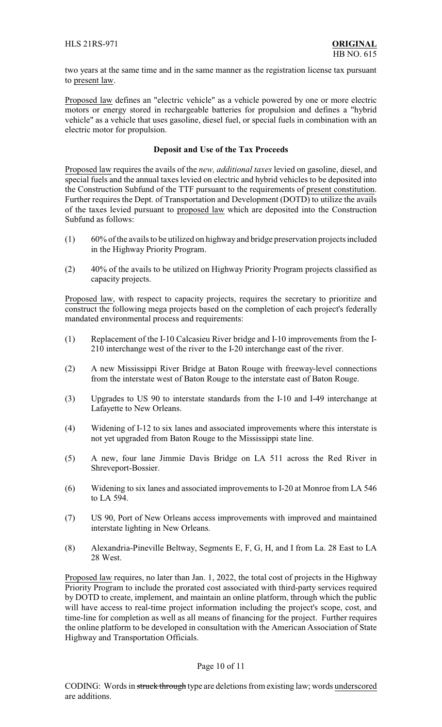two years at the same time and in the same manner as the registration license tax pursuant to present law.

Proposed law defines an "electric vehicle" as a vehicle powered by one or more electric motors or energy stored in rechargeable batteries for propulsion and defines a "hybrid vehicle" as a vehicle that uses gasoline, diesel fuel, or special fuels in combination with an electric motor for propulsion.

**Deposit and Use of the Tax Proceeds**

Proposed law requires the avails of the *new, additional taxes* levied on gasoline, diesel, and special fuels and the annual taxes levied on electric and hybrid vehicles to be deposited into the Construction Subfund of the TTF pursuant to the requirements of present constitution. Further requires the Dept. of Transportation and Development (DOTD) to utilize the avails of the taxes levied pursuant to proposed law which are deposited into the Construction Subfund as follows:

(1) 60% of the avails to be utilized on highway and bridge preservation projects included in the Highway Priority Program.

(2) 40% of the avails to be utilized on Highway Priority Program projects classified as capacity projects.

Proposed law, with respect to capacity projects, requires the secretary to prioritize and construct the following mega projects based on the completion of each project's federally mandated environmental process and requirements:

(1) Replacement of the I-10 Calcasieu River bridge and I-10 improvements from the I-210 interchange west of the river to the I-20 interchange east of the river.

(2) A new Mississippi River Bridge at Baton Rouge with freeway-level connections from the interstate west of Baton Rouge to the interstate east of Baton Rouge.

(3) Upgrades to US 90 to interstate standards from the I-10 and I-49 interchange at Lafayette to New Orleans.

(4) Widening of I-12 to six lanes and associated improvements where this interstate is not yet upgraded from Baton Rouge to the Mississippi state line.

(5) A new, four lane Jimmie Davis Bridge on LA 511 across the Red River in Shreveport-Bossier.

(6) Widening to six lanes and associated improvements to I-20 at Monroe from LA 546 to LA 594.

(7) US 90, Port of New Orleans access improvements with improved and maintained interstate lighting in New Orleans.

(8) Alexandria-Pineville Beltway, Segments E, F, G, H, and I from La. 28 East to LA 28 West.

Proposed law requires, no later than Jan. 1, 2022, the total cost of projects in the Highway Priority Program to include the prorated cost associated with third-party services required by DOTD to create, implement, and maintain an online platform, through which the public will have access to real-time project information including the project's scope, cost, and time-line for completion as well as all means of financing for the project. Further requires the online platform to be developed in consultation with the American Association of State Highway and Transportation Officials.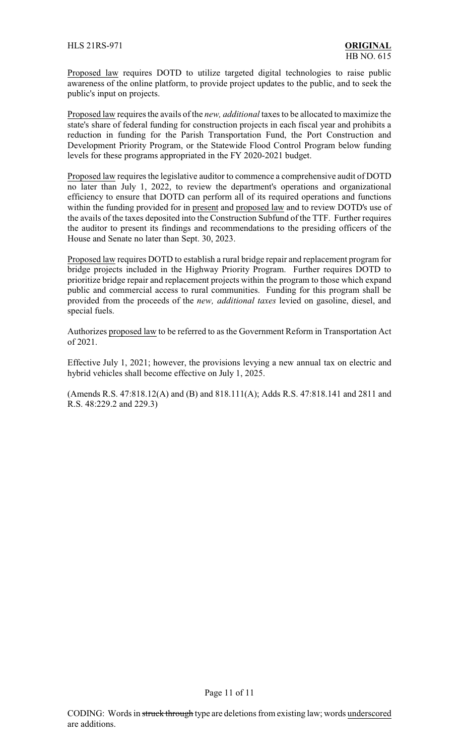Proposed law requires DOTD to utilize targeted digital technologies to raise public awareness of the online platform, to provide project updates to the public, and to seek the public's input on projects.

Proposed law requires the avails of the *new, additional* taxes to be allocated to maximize the state's share of federal funding for construction projects in each fiscal year and prohibits a reduction in funding for the Parish Transportation Fund, the Port Construction and Development Priority Program, or the Statewide Flood Control Program below funding levels for these programs appropriated in the FY 2020-2021 budget.

Proposed law requires the legislative auditor to commence a comprehensive audit of DOTD no later than July 1, 2022, to review the department's operations and organizational efficiency to ensure that DOTD can perform all of its required operations and functions within the funding provided for in present and proposed law and to review DOTD's use of the avails of the taxes deposited into the Construction Subfund of the TTF. Further requires the auditor to present its findings and recommendations to the presiding officers of the House and Senate no later than Sept. 30, 2023.

Proposed law requires DOTD to establish a rural bridge repair and replacement program for bridge projects included in the Highway Priority Program. Further requires DOTD to prioritize bridge repair and replacement projects within the program to those which expand public and commercial access to rural communities. Funding for this program shall be provided from the proceeds of the *new, additional taxes* levied on gasoline, diesel, and special fuels.

Authorizes proposed law to be referred to as the Government Reform in Transportation Act of 2021.

Effective July 1, 2021; however, the provisions levying a new annual tax on electric and hybrid vehicles shall become effective on July 1, 2025.

(Amends R.S. 47:818.12(A) and (B) and 818.111(A); Adds R.S. 47:818.141 and 2811 and R.S. 48:229.2 and 229.3)